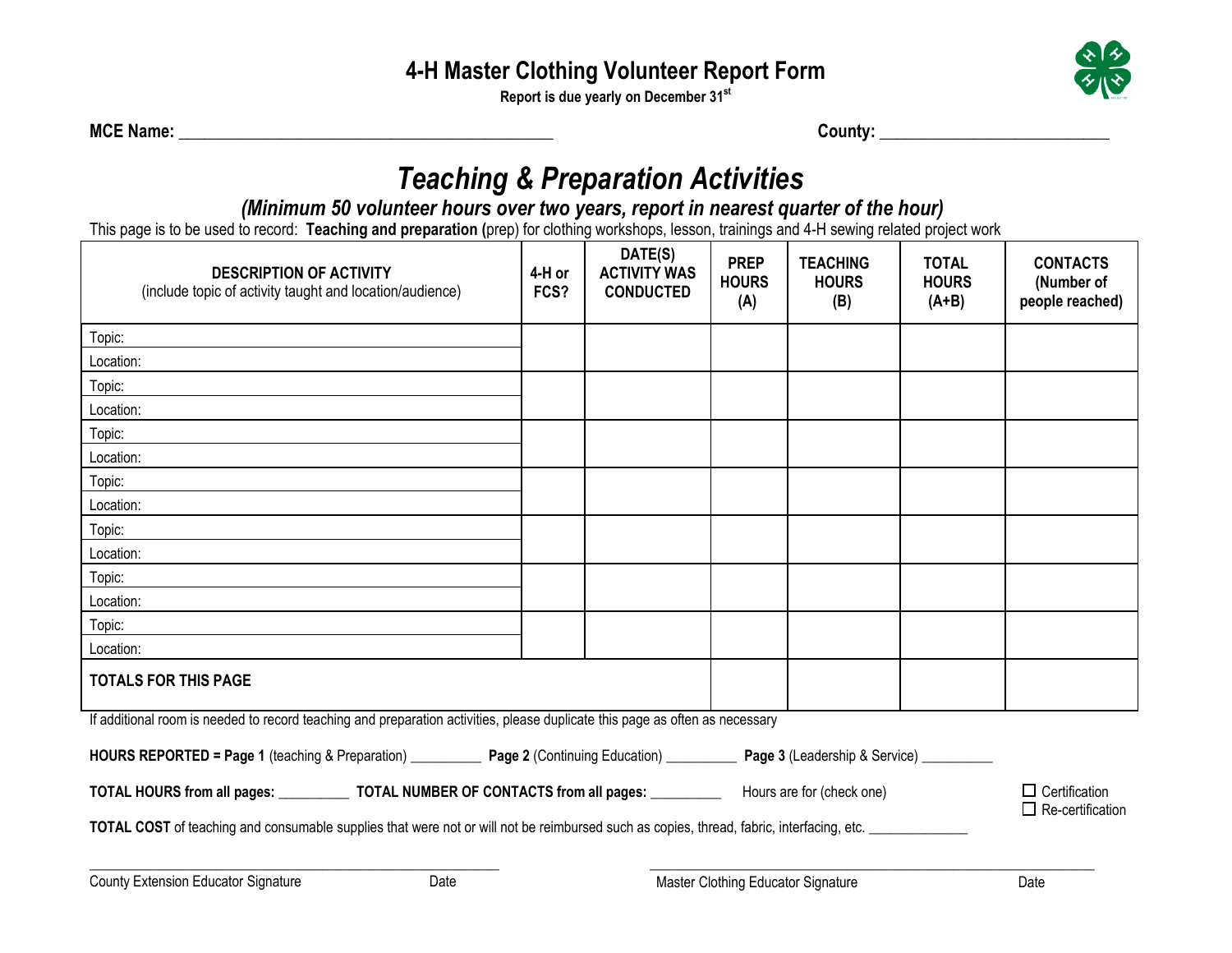# 4-H Master Clothing Volunteer Report Form

**Report is due yearly on December 31st**

**MCE Name:** _____________________________________________ **County:** ___________________________

## *Teaching & Preparation Activities*

### *(Minimum 50 volunteer hours over two years, report in nearest quarter of the hour)*

This page is to be used to record: **Teaching and preparation (**prep) for clothing workshops, lesson, trainings and 4-H sewing related project work

| **DESCRIPTION OF ACTIVITY** (include topic of activity taught and location/audience) | **4-H or FCS?** | **DATE(S) ACTIVITY WAS CONDUCTED** | **PREP HOURS (A)** | **TEACHING HOURS (B)** | **TOTAL HOURS (A+B)** | **CONTACTS (Number of people reached)** |
|---|---|---|---|---|---|---|
| Topic:<br>Location: | | | | | | |
| Topic:<br>Location: | | | | | | |
| Topic:<br>Location: | | | | | | |
| Topic:<br>Location: | | | | | | |
| Topic:<br>Location: | | | | | | |
| Topic:<br>Location: | | | | | | |
| Topic:<br>Location: | | | | | | |
| **TOTALS FOR THIS PAGE** | | | | | | |

If additional room is needed to record teaching and preparation activities, please duplicate this page as often as necessary

**HOURS REPORTED = Page 1** (teaching & Preparation) __________ **Page 2** (Continuing Education) __________ **Page 3** (Leadership & Service) __________

**TOTAL HOURS from all pages:** __________ **TOTAL NUMBER OF CONTACTS from all pages:** __________ Hours are for (check one)

☐ Certification
☐ Re-certification

**TOTAL COST** of teaching and consumable supplies that were not or will not be reimbursed such as copies, thread, fabric, interfacing, etc. ______________

_______________________________________________ 
County Extension Educator Signature Date

_______________________________________________ 
Master Clothing Educator Signature Date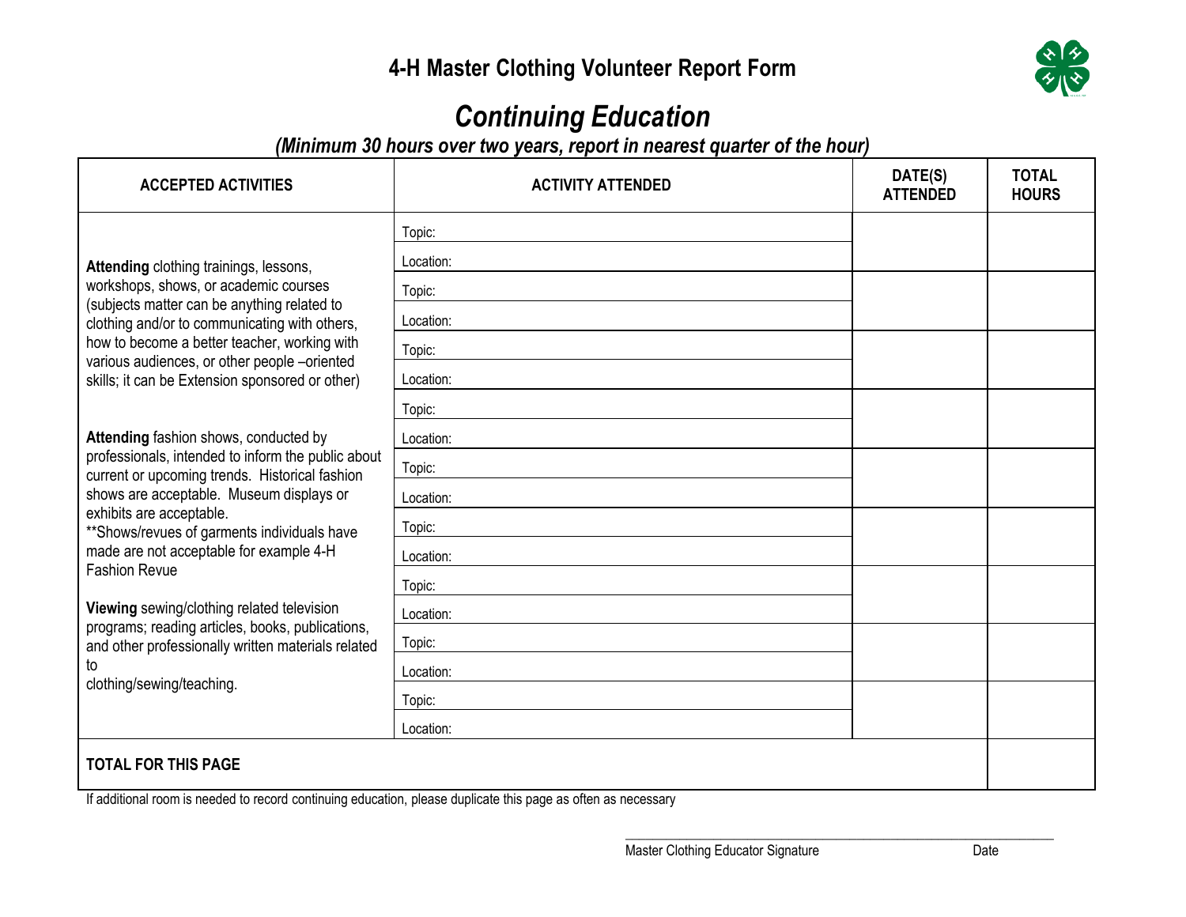# 4-H Master Clothing Volunteer Report Form

## *Continuing Education*

***(Minimum 30 hours over two years, report in nearest quarter of the hour)***

| ACCEPTED ACTIVITIES | ACTIVITY ATTENDED | DATE(S) ATTENDED | TOTAL HOURS |
|---|---|---|---|
| **Attending** clothing trainings, lessons, workshops, shows, or academic courses (subjects matter can be anything related to clothing and/or to communicating with others, how to become a better teacher, working with various audiences, or other people –oriented skills; it can be Extension sponsored or other)<br><br>**Attending** fashion shows, conducted by professionals, intended to inform the public about current or upcoming trends. Historical fashion shows are acceptable. Museum displays or exhibits are acceptable.<br>**Shows/revues of garments individuals have made are not acceptable for example 4-H Fashion Revue<br><br>**Viewing** sewing/clothing related television programs; reading articles, books, publications, and other professionally written materials related to clothing/sewing/teaching. | Topic:<br>Location: | | |
| | Topic:<br>Location: | | |
| | Topic:<br>Location: | | |
| | Topic:<br>Location: | | |
| | Topic:<br>Location: | | |
| | Topic:<br>Location: | | |
| | Topic:<br>Location: | | |
| | Topic:<br>Location: | | |
| | Topic:<br>Location: | | |
| **TOTAL FOR THIS PAGE** | | | |

If additional room is needed to record continuing education, please duplicate this page as often as necessary

\_\_\_\_\_\_\_\_\_\_\_\_\_\_\_\_\_\_\_\_\_\_\_\_\_\_\_\_\_\_\_\_\_\_\_\_\_\_\_\_\_\_\_\_\_\_\_\_\_\_\_\_

Master Clothing Educator Signature                    Date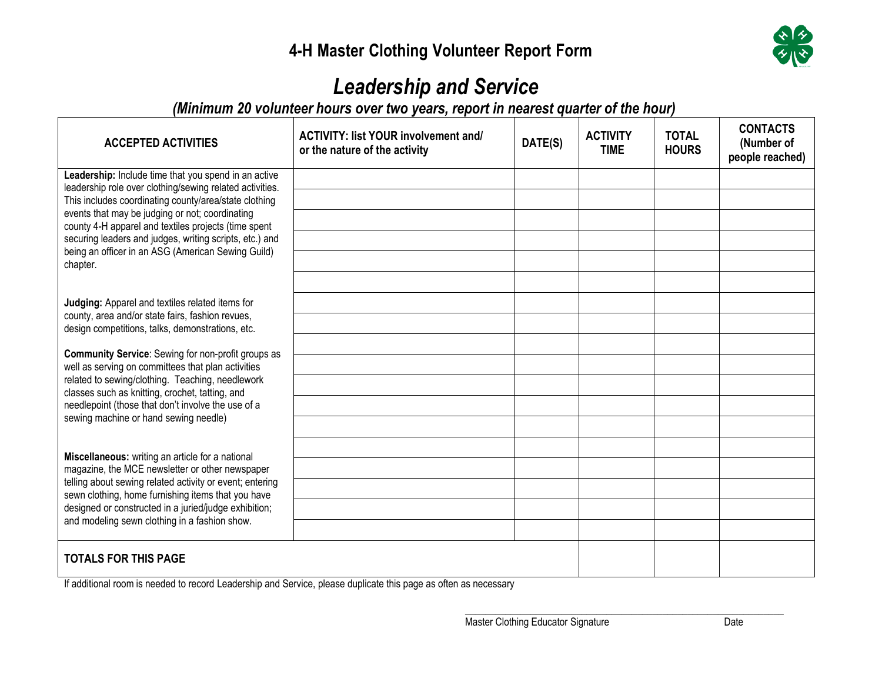# 4-H Master Clothing Volunteer Report Form

## *Leadership and Service*

***(Minimum 20 volunteer hours over two years, report in nearest quarter of the hour)***

| ACCEPTED ACTIVITIES | ACTIVITY: list YOUR involvement and/ or the nature of the activity | DATE(S) | ACTIVITY TIME | TOTAL HOURS | CONTACTS (Number of people reached) |
|---|---|---|---|---|---|
| **Leadership:** Include time that you spend in an active leadership role over clothing/sewing related activities. This includes coordinating county/area/state clothing events that may be judging or not; coordinating county 4-H apparel and textiles projects (time spent securing leaders and judges, writing scripts, etc.) and being an officer in an ASG (American Sewing Guild) chapter. | | | | | |
| | | | | | |
| | | | | | |
| | | | | | |
| | | | | | |
| | | | | | |
| **Judging:** Apparel and textiles related items for county, area and/or state fairs, fashion revues, design competitions, talks, demonstrations, etc. | | | | | |
| | | | | | |
| **Community Service**: Sewing for non-profit groups as well as serving on committees that plan activities related to sewing/clothing. Teaching, needlework classes such as knitting, crochet, tatting, and needlepoint (those that don't involve the use of a sewing machine or hand sewing needle) | | | | | |
| | | | | | |
| | | | | | |
| | | | | | |
| | | | | | |
| **Miscellaneous:** writing an article for a national magazine, the MCE newsletter or other newspaper telling about sewing related activity or event; entering sewn clothing, home furnishing items that you have designed or constructed in a juried/judge exhibition; and modeling sewn clothing in a fashion show. | | | | | |
| | | | | | |
| | | | | | |
| | | | | | |
| | | | | | |
| **TOTALS FOR THIS PAGE** | | | | | |

If additional room is needed to record Leadership and Service, please duplicate this page as often as necessary

\_\_\_\_\_\_\_\_\_\_\_\_\_\_\_\_\_\_\_\_\_\_\_\_\_\_\_\_\_\_\_\_\_\_\_\_\_\_\_\_\_\_\_\_\_\_\_\_\_\_\_\_

Master Clothing Educator Signature Date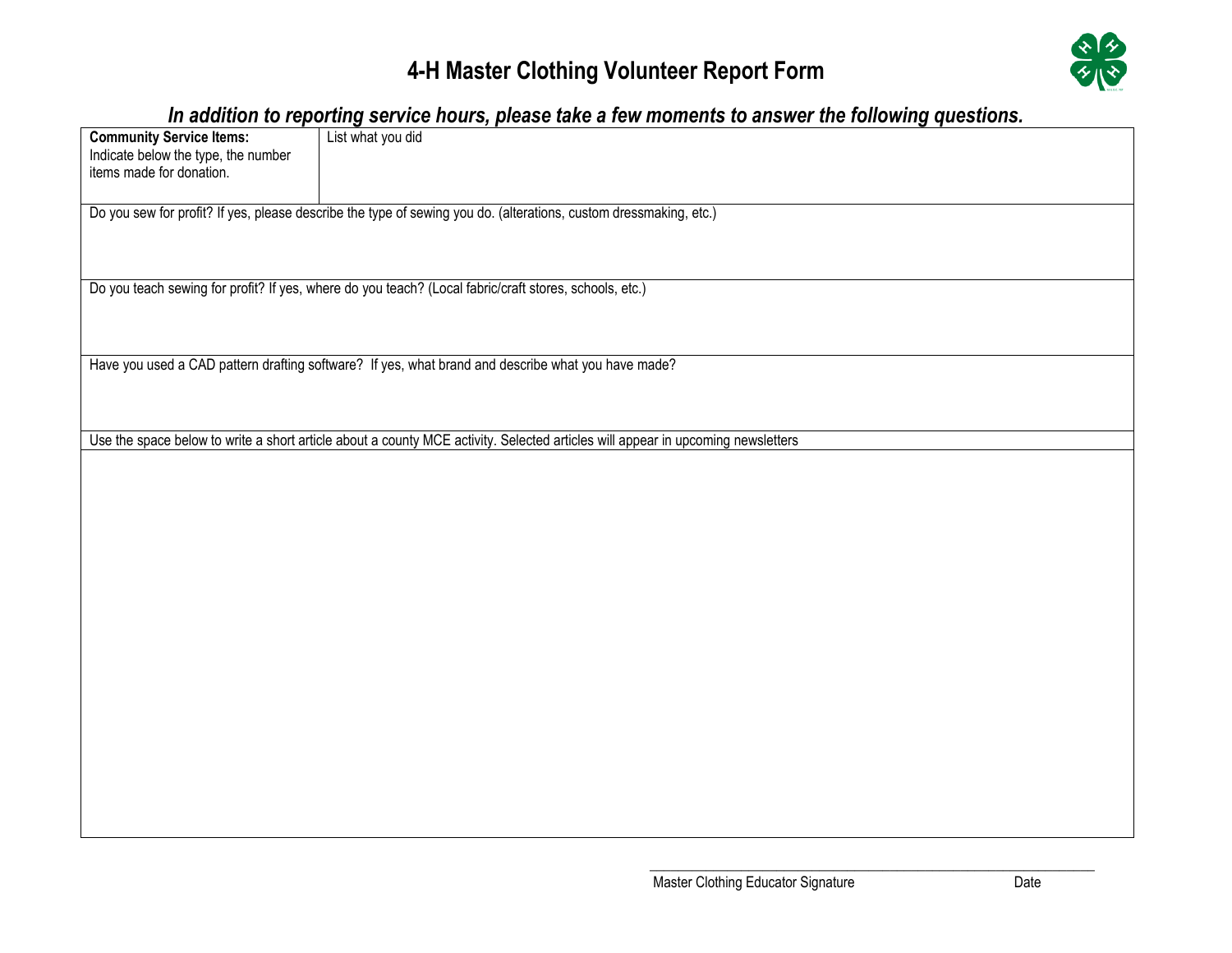# 4-H Master Clothing Volunteer Report Form

***In addition to reporting service hours, please take a few moments to answer the following questions.***

| | |
|---|---|
| **Community Service Items:** Indicate below the type, the number items made for donation. | List what you did |
| Do you sew for profit? If yes, please describe the type of sewing you do. (alterations, custom dressmaking, etc.) | |
| Do you teach sewing for profit? If yes, where do you teach? (Local fabric/craft stores, schools, etc.) | |
| Have you used a CAD pattern drafting software? If yes, what brand and describe what you have made? | |
| Use the space below to write a short article about a county MCE activity. Selected articles will appear in upcoming newsletters | |
| | |

______________________________________________

Master Clothing Educator Signature          Date